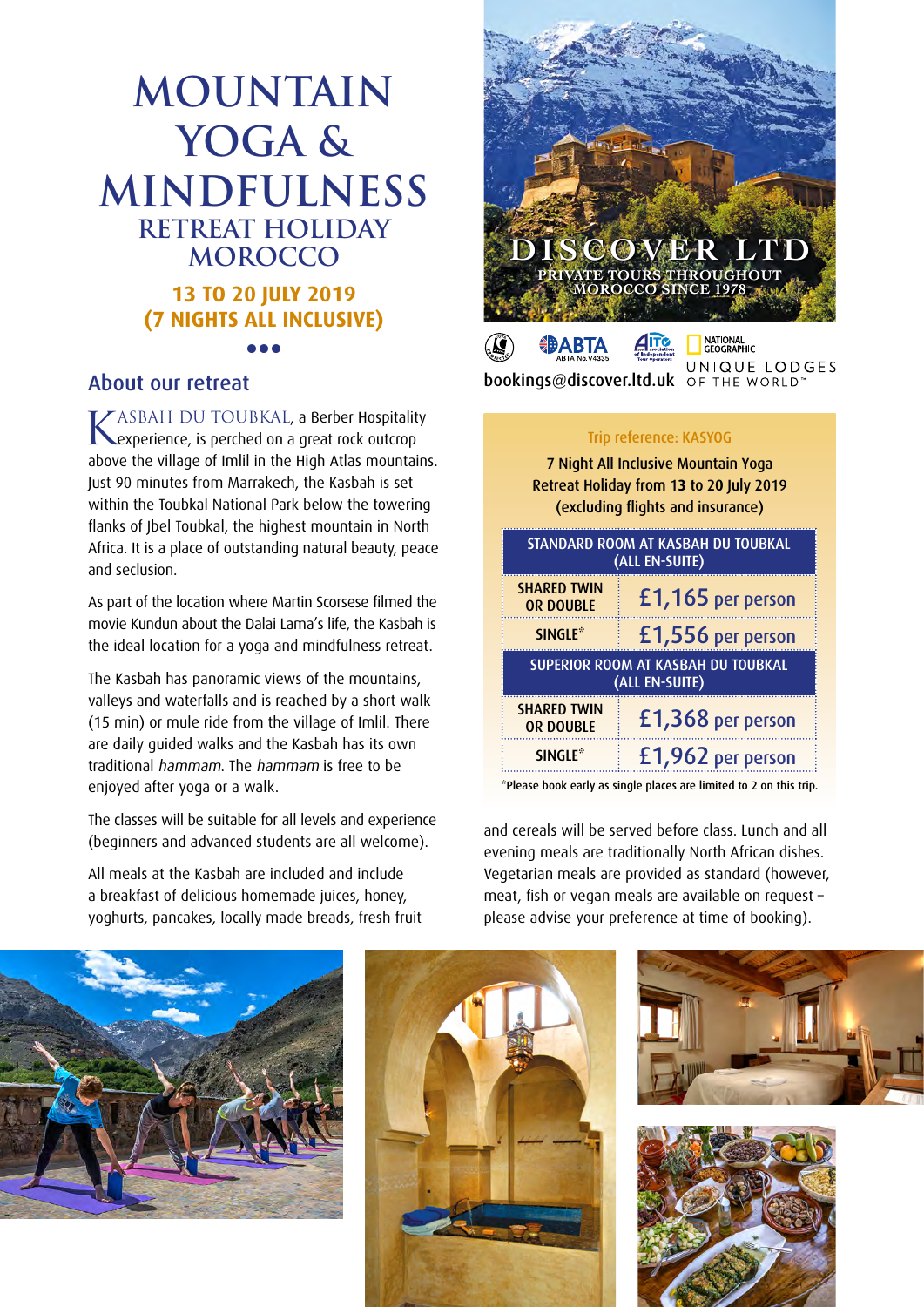# MOUNTAIN YOGA & MINDFULNESS

## RETREAT HOLIDAY MOROCCO

**13 TO 20 JULY 2019 (7 NIGHTS ALL INCLUSIVE)**

## About our retreat

KASBAH DU TOUBKAL, a Berber Hospitality experience, is perched on a great rock outcrop above the village of Imlil in the High Atlas mountains. Just 90 minutes from Marrakech, the Kasbah is set within the Toubkal National Park below the towering flanks of Jbel Toubkal, the highest mountain in North Africa. It is a place of outstanding natural beauty, peace and seclusion.

As part of the location where Martin Scorsese filmed the movie Kundun about the Dalai Lama's life, the Kasbah is the ideal location for a yoga and mindfulness retreat.

The Kasbah has panoramic views of the mountains, valleys and waterfalls and is reached by a short walk (15 min) or mule ride from the village of Imlil. There are daily guided walks and the Kasbah has its own traditional *hammam*. The *hammam* is free to be enjoyed after yoga or a walk.

The classes will be suitable for all levels and experience (beginners and advanced students are all welcome).

All meals at the Kasbah are included and include a breakfast of delicious homemade juices, honey, yoghurts, pancakes, locally made breads, fresh fruit and cereals will be served before class. Lunch and all evening meals are traditionally North African dishes. Vegetarian meals are provided as standard (however, meat, fish or vegan meals are available on request – please advise your preference at time of booking).

DISCOVER LTD
PRIVATE TOURS THROUGHOUT MOROCCO SINCE 1978

ABTA ABTA No.V4335 | AITO | NATIONAL GEOGRAPHIC UNIQUE LODGES OF THE WORLD

bookings@discover.ltd.uk

Trip reference: KASYOG

7 Night All Inclusive Mountain Yoga Retreat Holiday from 13 to 20 July 2019 (excluding flights and insurance)

| STANDARD ROOM AT KASBAH DU TOUBKAL (ALL EN-SUITE) | |
|---|---|
| SHARED TWIN OR DOUBLE | £1,165 per person |
| SINGLE* | £1,556 per person |
| **SUPERIOR ROOM AT KASBAH DU TOUBKAL (ALL EN-SUITE)** | |
| SHARED TWIN OR DOUBLE | £1,368 per person |
| SINGLE* | £1,962 per person |

*Please book early as single places are limited to 2 on this trip.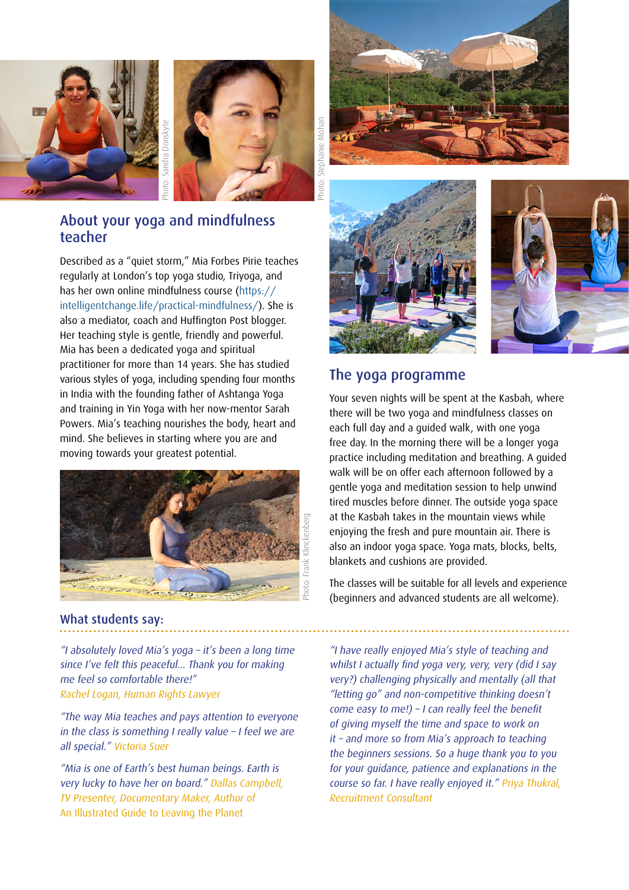## About your yoga and mindfulness teacher

Described as a "quiet storm," Mia Forbes Pirie teaches regularly at London's top yoga studio, Triyoga, and has her own online mindfulness course (https://intelligentchange.life/practical-mindfulness/). She is also a mediator, coach and Huffington Post blogger. Her teaching style is gentle, friendly and powerful. Mia has been a dedicated yoga and spiritual practitioner for more than 14 years. She has studied various styles of yoga, including spending four months in India with the founding father of Ashtanga Yoga and training in Yin Yoga with her now-mentor Sarah Powers. Mia's teaching nourishes the body, heart and mind. She believes in starting where you are and moving towards your greatest potential.

Photo: Sandra Donskyte

Photo: Stephanie Mohan

Photo: Frank Klinckenberg

## The yoga programme

Your seven nights will be spent at the Kasbah, where there will be two yoga and mindfulness classes on each full day and a guided walk, with one yoga free day. In the morning there will be a longer yoga practice including meditation and breathing. A guided walk will be on offer each afternoon followed by a gentle yoga and meditation session to help unwind tired muscles before dinner. The outside yoga space at the Kasbah takes in the mountain views while enjoying the fresh and pure mountain air. There is also an indoor yoga space. Yoga mats, blocks, belts, blankets and cushions are provided.

The classes will be suitable for all levels and experience (beginners and advanced students are all welcome).

## What students say:

*"I absolutely loved Mia's yoga – it's been a long time since I've felt this peaceful... Thank you for making me feel so comfortable there!"* Rachel Logan, Human Rights Lawyer

*"The way Mia teaches and pays attention to everyone in the class is something I really value – I feel we are all special."* Victoria Suer

*"Mia is one of Earth's best human beings. Earth is very lucky to have her on board."* Dallas Campbell, TV Presenter, Documentary Maker, Author of An Illustrated Guide to Leaving the Planet

*"I have really enjoyed Mia's style of teaching and whilst I actually find yoga very, very, very (did I say very?) challenging physically and mentally (all that "letting go" and non-competitive thinking doesn't come easy to me!) – I can really feel the benefit of giving myself the time and space to work on it – and more so from Mia's approach to teaching the beginners sessions. So a huge thank you to you for your guidance, patience and explanations in the course so far. I have really enjoyed it."* Priya Thukral, Recruitment Consultant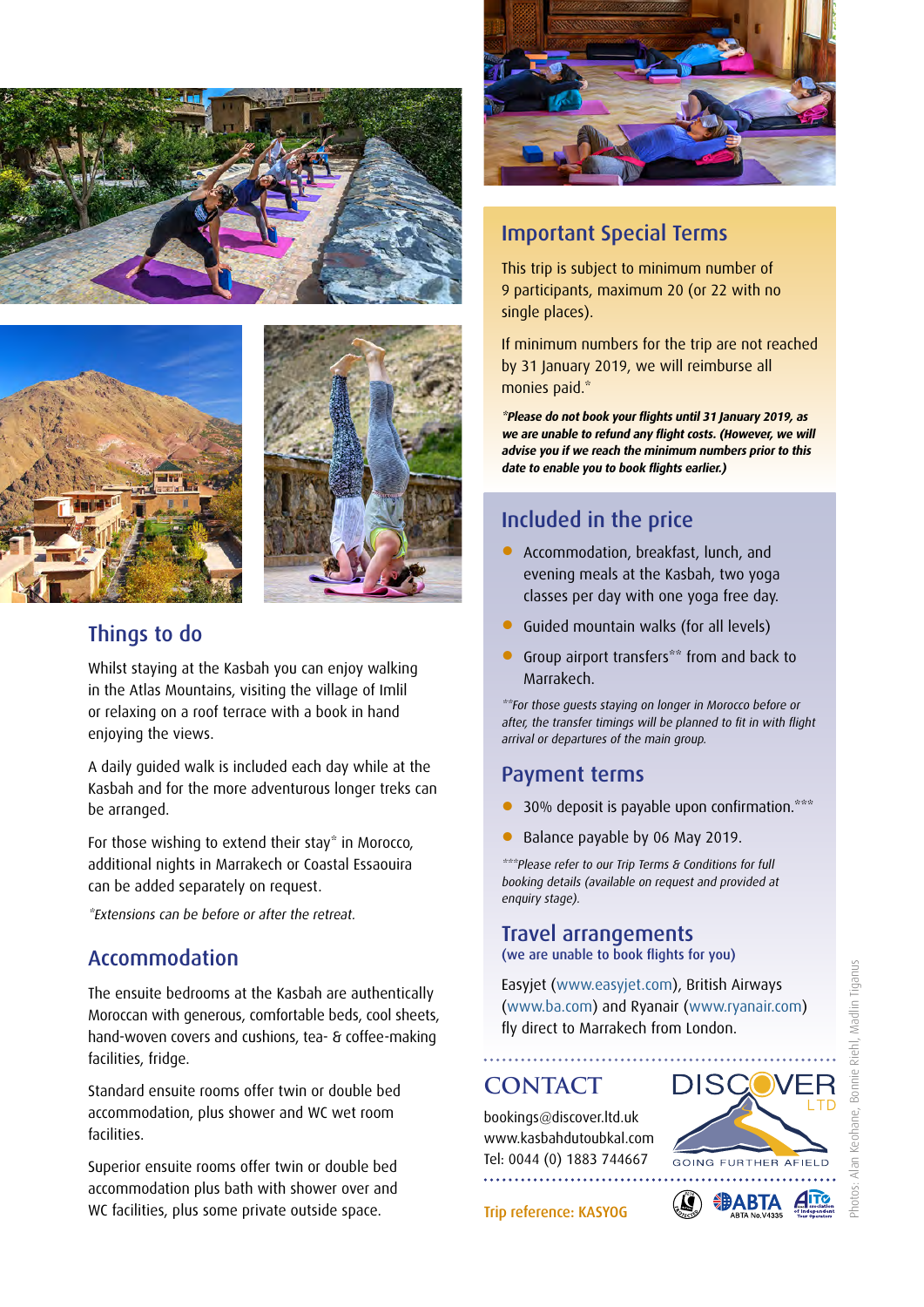## Things to do

Whilst staying at the Kasbah you can enjoy walking in the Atlas Mountains, visiting the village of Imlil or relaxing on a roof terrace with a book in hand enjoying the views.

A daily guided walk is included each day while at the Kasbah and for the more adventurous longer treks can be arranged.

For those wishing to extend their stay* in Morocco, additional nights in Marrakech or Coastal Essaouira can be added separately on request.

*\*Extensions can be before or after the retreat.*

## Accommodation

The ensuite bedrooms at the Kasbah are authentically Moroccan with generous, comfortable beds, cool sheets, hand-woven covers and cushions, tea- & coffee-making facilities, fridge.

Standard ensuite rooms offer twin or double bed accommodation, plus shower and WC wet room facilities.

Superior ensuite rooms offer twin or double bed accommodation plus bath with shower over and WC facilities, plus some private outside space.

## Important Special Terms

This trip is subject to minimum number of 9 participants, maximum 20 (or 22 with no single places).

If minimum numbers for the trip are not reached by 31 January 2019, we will reimburse all monies paid.*

***\*Please do not book your flights until 31 January 2019, as we are unable to refund any flight costs. (However, we will advise you if we reach the minimum numbers prior to this date to enable you to book flights earlier.)***

## Included in the price

- Accommodation, breakfast, lunch, and evening meals at the Kasbah, two yoga classes per day with one yoga free day.
- Guided mountain walks (for all levels)
- Group airport transfers** from and back to Marrakech.

*\*\*For those guests staying on longer in Morocco before or after, the transfer timings will be planned to fit in with flight arrival or departures of the main group.*

## Payment terms

- 30% deposit is payable upon confirmation.***
- Balance payable by 06 May 2019.

*\*\*\*Please refer to our Trip Terms & Conditions for full booking details (available on request and provided at enquiry stage).*

## Travel arrangements

(we are unable to book flights for you)

Easyjet (www.easyjet.com), British Airways (www.ba.com) and Ryanair (www.ryanair.com) fly direct to Marrakech from London.

## CONTACT

bookings@discover.ltd.uk
www.kasbahdutoubkal.com
Tel: 0044 (0) 1883 744667

DISCOVER LTD
GOING FURTHER AFIELD

Trip reference: KASYOG

ABTA No.V4335

Photos: Alan Keohane, Bonnie Riehl, Madlin Tiganus